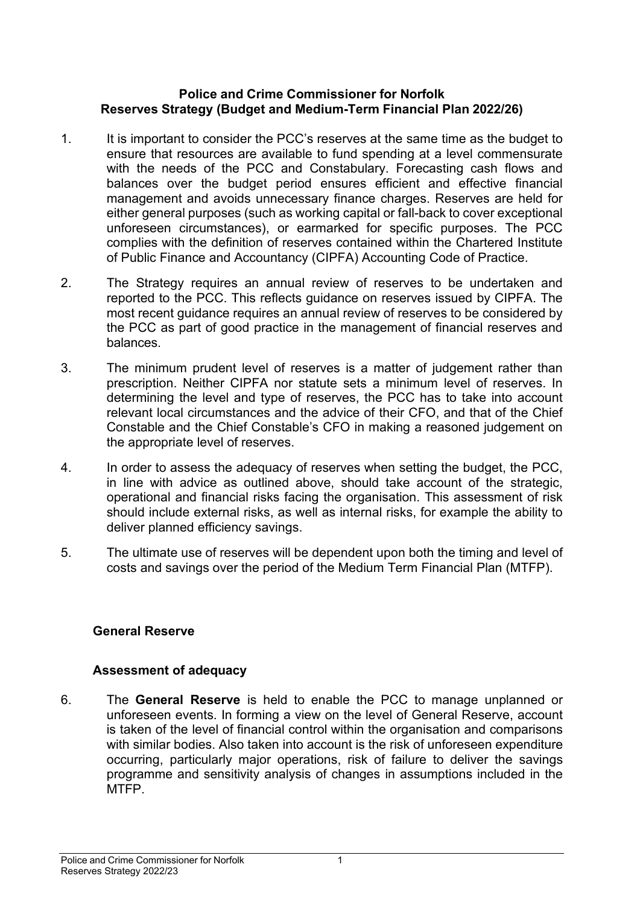**Police and Crime Commissioner for Norfolk**
**Reserves Strategy (Budget and Medium-Term Financial Plan 2022/26)**

1. It is important to consider the PCC's reserves at the same time as the budget to ensure that resources are available to fund spending at a level commensurate with the needs of the PCC and Constabulary. Forecasting cash flows and balances over the budget period ensures efficient and effective financial management and avoids unnecessary finance charges. Reserves are held for either general purposes (such as working capital or fall-back to cover exceptional unforeseen circumstances), or earmarked for specific purposes. The PCC complies with the definition of reserves contained within the Chartered Institute of Public Finance and Accountancy (CIPFA) Accounting Code of Practice.

2. The Strategy requires an annual review of reserves to be undertaken and reported to the PCC. This reflects guidance on reserves issued by CIPFA. The most recent guidance requires an annual review of reserves to be considered by the PCC as part of good practice in the management of financial reserves and balances.

3. The minimum prudent level of reserves is a matter of judgement rather than prescription. Neither CIPFA nor statute sets a minimum level of reserves. In determining the level and type of reserves, the PCC has to take into account relevant local circumstances and the advice of their CFO, and that of the Chief Constable and the Chief Constable's CFO in making a reasoned judgement on the appropriate level of reserves.

4. In order to assess the adequacy of reserves when setting the budget, the PCC, in line with advice as outlined above, should take account of the strategic, operational and financial risks facing the organisation. This assessment of risk should include external risks, as well as internal risks, for example the ability to deliver planned efficiency savings.

5. The ultimate use of reserves will be dependent upon both the timing and level of costs and savings over the period of the Medium Term Financial Plan (MTFP).

## General Reserve

### Assessment of adequacy

6. The **General Reserve** is held to enable the PCC to manage unplanned or unforeseen events. In forming a view on the level of General Reserve, account is taken of the level of financial control within the organisation and comparisons with similar bodies. Also taken into account is the risk of unforeseen expenditure occurring, particularly major operations, risk of failure to deliver the savings programme and sensitivity analysis of changes in assumptions included in the MTFP.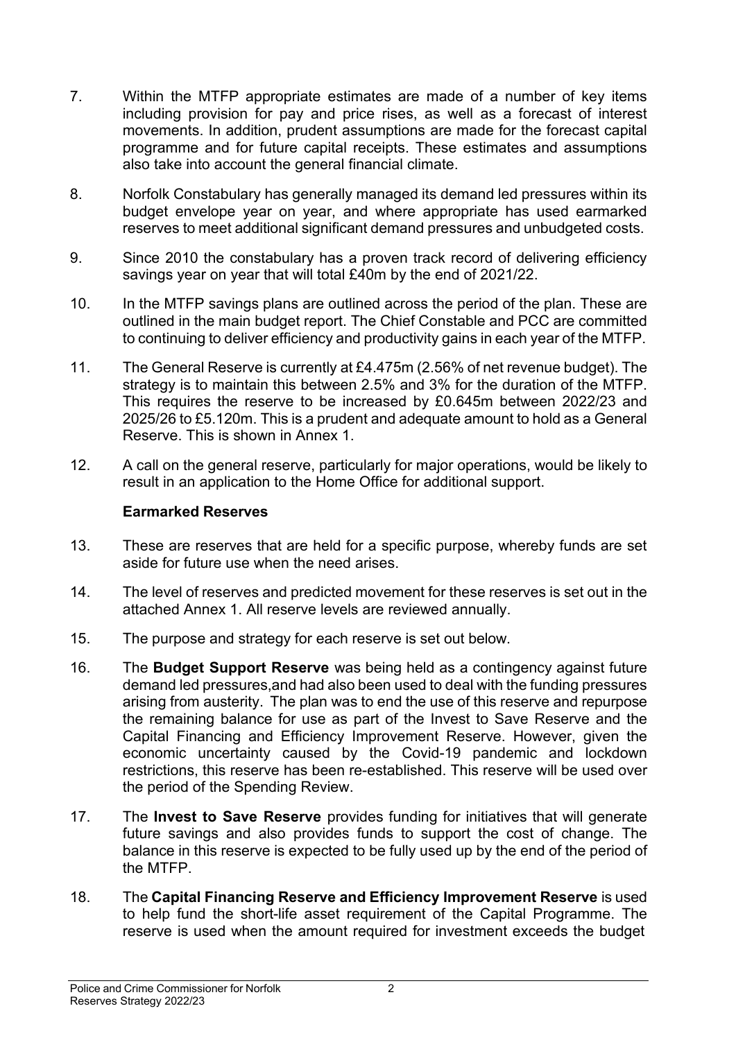7. Within the MTFP appropriate estimates are made of a number of key items including provision for pay and price rises, as well as a forecast of interest movements. In addition, prudent assumptions are made for the forecast capital programme and for future capital receipts. These estimates and assumptions also take into account the general financial climate.

8. Norfolk Constabulary has generally managed its demand led pressures within its budget envelope year on year, and where appropriate has used earmarked reserves to meet additional significant demand pressures and unbudgeted costs.

9. Since 2010 the constabulary has a proven track record of delivering efficiency savings year on year that will total £40m by the end of 2021/22.

10. In the MTFP savings plans are outlined across the period of the plan. These are outlined in the main budget report. The Chief Constable and PCC are committed to continuing to deliver efficiency and productivity gains in each year of the MTFP.

11. The General Reserve is currently at £4.475m (2.56% of net revenue budget). The strategy is to maintain this between 2.5% and 3% for the duration of the MTFP. This requires the reserve to be increased by £0.645m between 2022/23 and 2025/26 to £5.120m. This is a prudent and adequate amount to hold as a General Reserve. This is shown in Annex 1.

12. A call on the general reserve, particularly for major operations, would be likely to result in an application to the Home Office for additional support.

**Earmarked Reserves**

13. These are reserves that are held for a specific purpose, whereby funds are set aside for future use when the need arises.

14. The level of reserves and predicted movement for these reserves is set out in the attached Annex 1. All reserve levels are reviewed annually.

15. The purpose and strategy for each reserve is set out below.

16. The **Budget Support Reserve** was being held as a contingency against future demand led pressures,and had also been used to deal with the funding pressures arising from austerity. The plan was to end the use of this reserve and repurpose the remaining balance for use as part of the Invest to Save Reserve and the Capital Financing and Efficiency Improvement Reserve. However, given the economic uncertainty caused by the Covid-19 pandemic and lockdown restrictions, this reserve has been re-established. This reserve will be used over the period of the Spending Review.

17. The **Invest to Save Reserve** provides funding for initiatives that will generate future savings and also provides funds to support the cost of change. The balance in this reserve is expected to be fully used up by the end of the period of the MTFP.

18. The **Capital Financing Reserve and Efficiency Improvement Reserve** is used to help fund the short-life asset requirement of the Capital Programme. The reserve is used when the amount required for investment exceeds the budget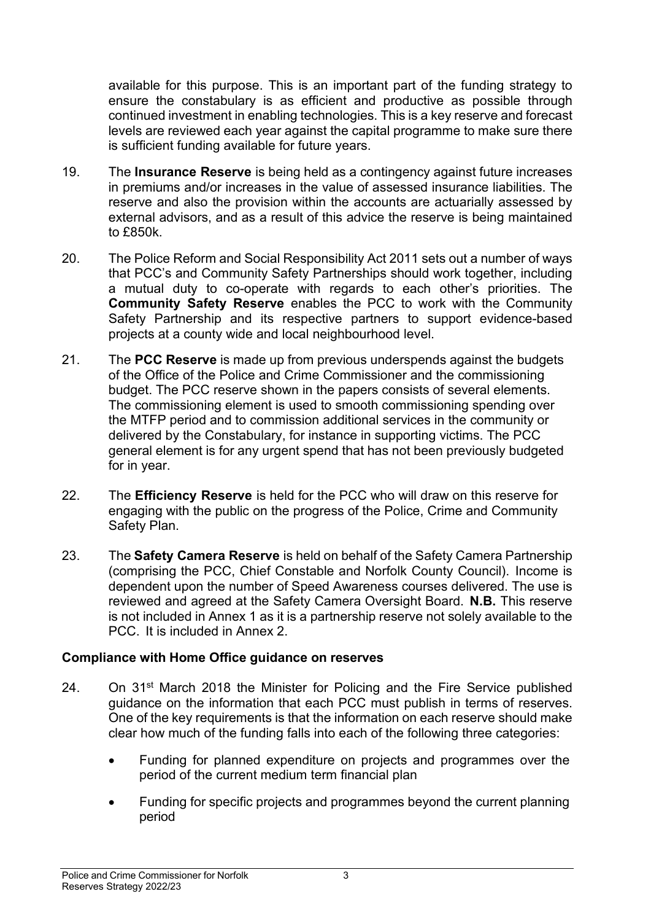available for this purpose. This is an important part of the funding strategy to ensure the constabulary is as efficient and productive as possible through continued investment in enabling technologies. This is a key reserve and forecast levels are reviewed each year against the capital programme to make sure there is sufficient funding available for future years.

19. The **Insurance Reserve** is being held as a contingency against future increases in premiums and/or increases in the value of assessed insurance liabilities. The reserve and also the provision within the accounts are actuarially assessed by external advisors, and as a result of this advice the reserve is being maintained to £850k.

20. The Police Reform and Social Responsibility Act 2011 sets out a number of ways that PCC's and Community Safety Partnerships should work together, including a mutual duty to co-operate with regards to each other's priorities. The **Community Safety Reserve** enables the PCC to work with the Community Safety Partnership and its respective partners to support evidence-based projects at a county wide and local neighbourhood level.

21. The **PCC Reserve** is made up from previous underspends against the budgets of the Office of the Police and Crime Commissioner and the commissioning budget. The PCC reserve shown in the papers consists of several elements. The commissioning element is used to smooth commissioning spending over the MTFP period and to commission additional services in the community or delivered by the Constabulary, for instance in supporting victims. The PCC general element is for any urgent spend that has not been previously budgeted for in year.

22. The **Efficiency Reserve** is held for the PCC who will draw on this reserve for engaging with the public on the progress of the Police, Crime and Community Safety Plan.

23. The **Safety Camera Reserve** is held on behalf of the Safety Camera Partnership (comprising the PCC, Chief Constable and Norfolk County Council). Income is dependent upon the number of Speed Awareness courses delivered. The use is reviewed and agreed at the Safety Camera Oversight Board. **N.B.** This reserve is not included in Annex 1 as it is a partnership reserve not solely available to the PCC. It is included in Annex 2.

**Compliance with Home Office guidance on reserves**

24. On 31st March 2018 the Minister for Policing and the Fire Service published guidance on the information that each PCC must publish in terms of reserves. One of the key requirements is that the information on each reserve should make clear how much of the funding falls into each of the following three categories:

- Funding for planned expenditure on projects and programmes over the period of the current medium term financial plan
- Funding for specific projects and programmes beyond the current planning period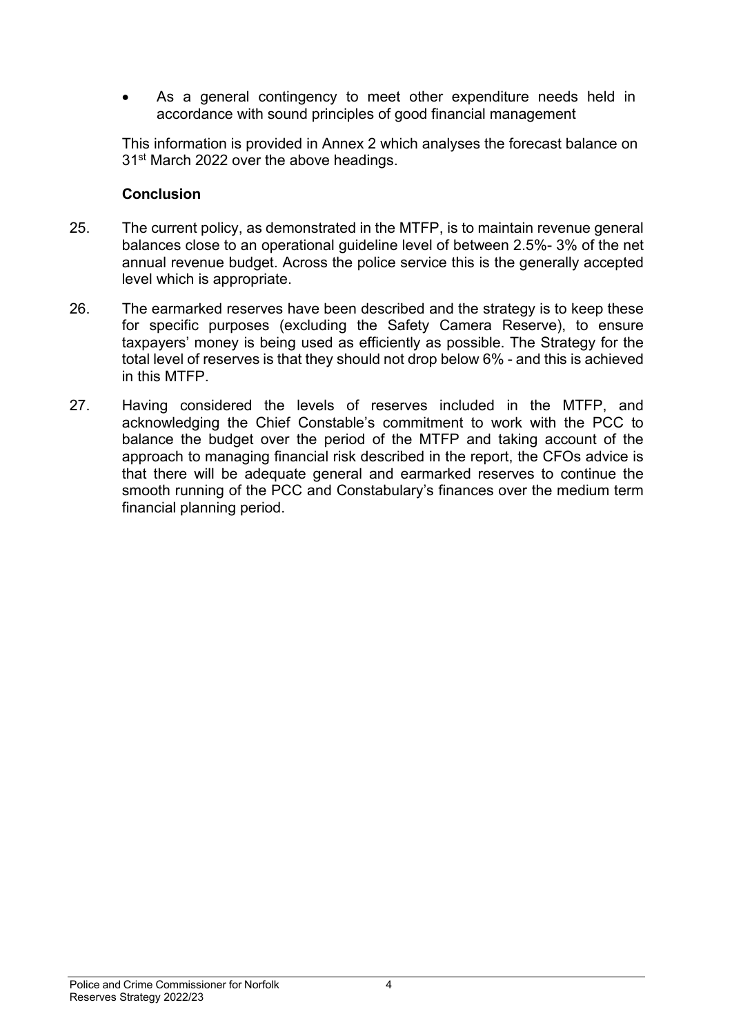- As a general contingency to meet other expenditure needs held in accordance with sound principles of good financial management

This information is provided in Annex 2 which analyses the forecast balance on 31st March 2022 over the above headings.

**Conclusion**

25. The current policy, as demonstrated in the MTFP, is to maintain revenue general balances close to an operational guideline level of between 2.5%- 3% of the net annual revenue budget. Across the police service this is the generally accepted level which is appropriate.

26. The earmarked reserves have been described and the strategy is to keep these for specific purposes (excluding the Safety Camera Reserve), to ensure taxpayers' money is being used as efficiently as possible. The Strategy for the total level of reserves is that they should not drop below 6% - and this is achieved in this MTFP.

27. Having considered the levels of reserves included in the MTFP, and acknowledging the Chief Constable's commitment to work with the PCC to balance the budget over the period of the MTFP and taking account of the approach to managing financial risk described in the report, the CFOs advice is that there will be adequate general and earmarked reserves to continue the smooth running of the PCC and Constabulary's finances over the medium term financial planning period.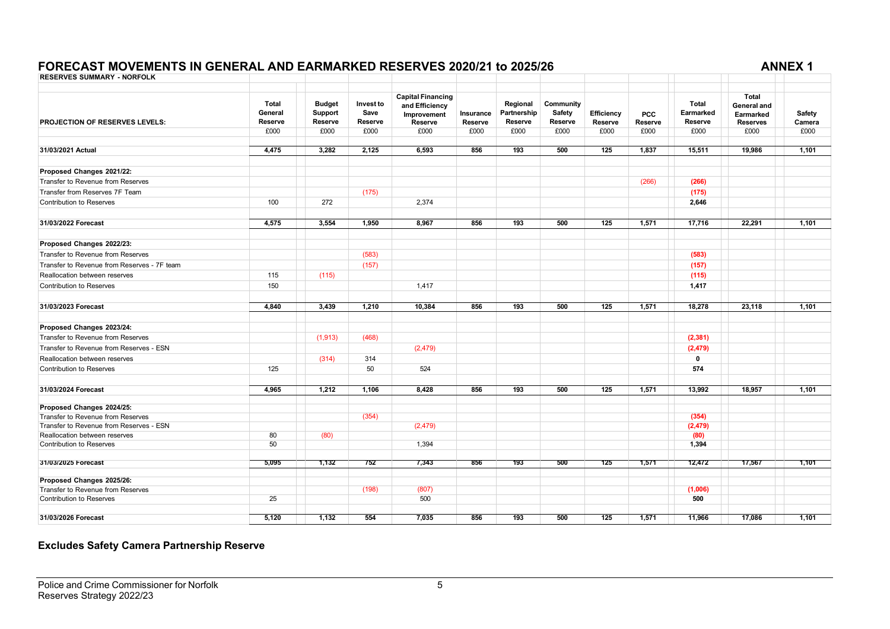# FORECAST MOVEMENTS IN GENERAL AND EARMARKED RESERVES 2020/21 to 2025/26

**ANNEX 1**

**RESERVES SUMMARY - NORFOLK**

| PROJECTION OF RESERVES LEVELS: | Total General Reserve | Budget Support Reserve | Invest to Save Reserve | Capital Financing and Efficiency Improvement Reserve | Insurance Reserve | Regional Partnership Reserve | Community Safety Reserve | Efficiency Reserve | PCC Reserve | Total Earmarked Reserve | Total General and Earmarked Reserves | Safety Camera |
|---|---|---|---|---|---|---|---|---|---|---|---|---|
| | £000 | £000 | £000 | £000 | £000 | £000 | £000 | £000 | £000 | £000 | £000 | £000 |
| **31/03/2021 Actual** | **4,475** | **3,282** | **2,125** | **6,593** | **856** | **193** | **500** | **125** | **1,837** | **15,511** | **19,986** | **1,101** |
| **Proposed Changes 2021/22:** | | | | | | | | | | | | |
| Transfer to Revenue from Reserves | | | | | | | | | (266) | **(266)** | | |
| Transfer from Reserves 7F Team | | | (175) | | | | | | | **(175)** | | |
| Contribution to Reserves | 100 | 272 | | 2,374 | | | | | | **2,646** | | |
| **31/03/2022 Forecast** | **4,575** | **3,554** | **1,950** | **8,967** | **856** | **193** | **500** | **125** | **1,571** | **17,716** | **22,291** | **1,101** |
| **Proposed Changes 2022/23:** | | | | | | | | | | | | |
| Transfer to Revenue from Reserves | | | (583) | | | | | | | **(583)** | | |
| Transfer to Revenue from Reserves - 7F team | | | (157) | | | | | | | **(157)** | | |
| Reallocation between reserves | 115 | (115) | | | | | | | | **(115)** | | |
| Contribution to Reserves | 150 | | | 1,417 | | | | | | **1,417** | | |
| **31/03/2023 Forecast** | **4,840** | **3,439** | **1,210** | **10,384** | **856** | **193** | **500** | **125** | **1,571** | **18,278** | **23,118** | **1,101** |
| **Proposed Changes 2023/24:** | | | | | | | | | | | | |
| Transfer to Revenue from Reserves | | (1,913) | (468) | | | | | | | **(2,381)** | | |
| Transfer to Revenue from Reserves - ESN | | | | (2,479) | | | | | | **(2,479)** | | |
| Reallocation between reserves | | (314) | 314 | | | | | | | **0** | | |
| Contribution to Reserves | 125 | | 50 | 524 | | | | | | **574** | | |
| **31/03/2024 Forecast** | **4,965** | **1,212** | **1,106** | **8,428** | **856** | **193** | **500** | **125** | **1,571** | **13,992** | **18,957** | **1,101** |
| **Proposed Changes 2024/25:** | | | | | | | | | | | | |
| Transfer to Revenue from Reserves | | | (354) | | | | | | | **(354)** | | |
| Transfer to Revenue from Reserves - ESN | | | | (2,479) | | | | | | **(2,479)** | | |
| Reallocation between reserves | 80 | (80) | | | | | | | | **(80)** | | |
| Contribution to Reserves | 50 | | | 1,394 | | | | | | **1,394** | | |
| **31/03/2025 Forecast** | **5,095** | **1,132** | **752** | **7,343** | **856** | **193** | **500** | **125** | **1,571** | **12,472** | **17,567** | **1,101** |
| **Proposed Changes 2025/26:** | | | | | | | | | | | | |
| Transfer to Revenue from Reserves | | | (198) | (807) | | | | | | **(1,006)** | | |
| Contribution to Reserves | 25 | | | 500 | | | | | | **500** | | |
| **31/03/2026 Forecast** | **5,120** | **1,132** | **554** | **7,035** | **856** | **193** | **500** | **125** | **1,571** | **11,966** | **17,086** | **1,101** |

**Excludes Safety Camera Partnership Reserve**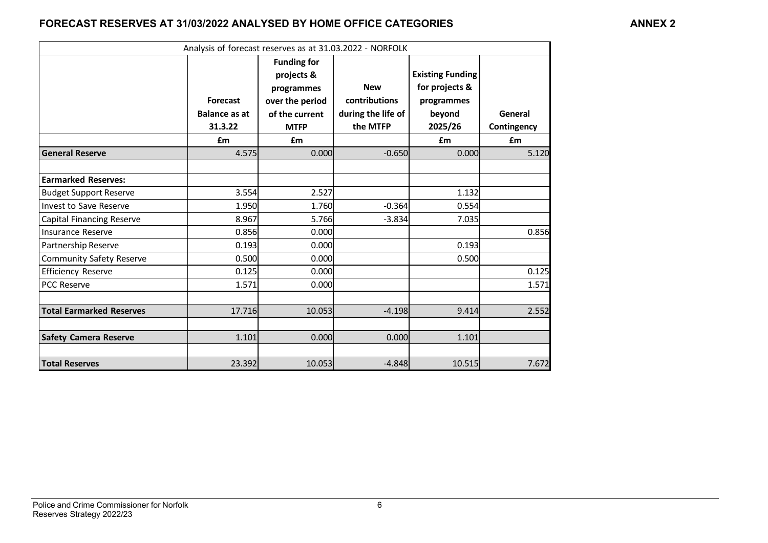## FORECAST RESERVES AT 31/03/2022 ANALYSED BY HOME OFFICE CATEGORIES

**ANNEX 2**

| Analysis of forecast reserves as at 31.03.2022 - NORFOLK | | | | | |
|---|---|---|---|---|---|
| | **Forecast Balance as at 31.3.22** | **Funding for projects & programmes over the period of the current MTFP** | **New contributions during the life of the MTFP** | **Existing Funding for projects & programmes beyond 2025/26** | **General Contingency** |
| | **£m** | **£m** | | **£m** | **£m** |
| **General Reserve** | 4.575 | 0.000 | -0.650 | 0.000 | 5.120 |
| | | | | | |
| **Earmarked Reserves:** | | | | | |
| Budget Support Reserve | 3.554 | 2.527 | | 1.132 | |
| Invest to Save Reserve | 1.950 | 1.760 | -0.364 | 0.554 | |
| Capital Financing Reserve | 8.967 | 5.766 | -3.834 | 7.035 | |
| Insurance Reserve | 0.856 | 0.000 | | | 0.856 |
| Partnership Reserve | 0.193 | 0.000 | | 0.193 | |
| Community Safety Reserve | 0.500 | 0.000 | | 0.500 | |
| Efficiency Reserve | 0.125 | 0.000 | | | 0.125 |
| PCC Reserve | 1.571 | 0.000 | | | 1.571 |
| | | | | | |
| **Total Earmarked Reserves** | 17.716 | 10.053 | -4.198 | 9.414 | 2.552 |
| | | | | | |
| **Safety Camera Reserve** | 1.101 | 0.000 | 0.000 | 1.101 | |
| | | | | | |
| **Total Reserves** | 23.392 | 10.053 | -4.848 | 10.515 | 7.672 |